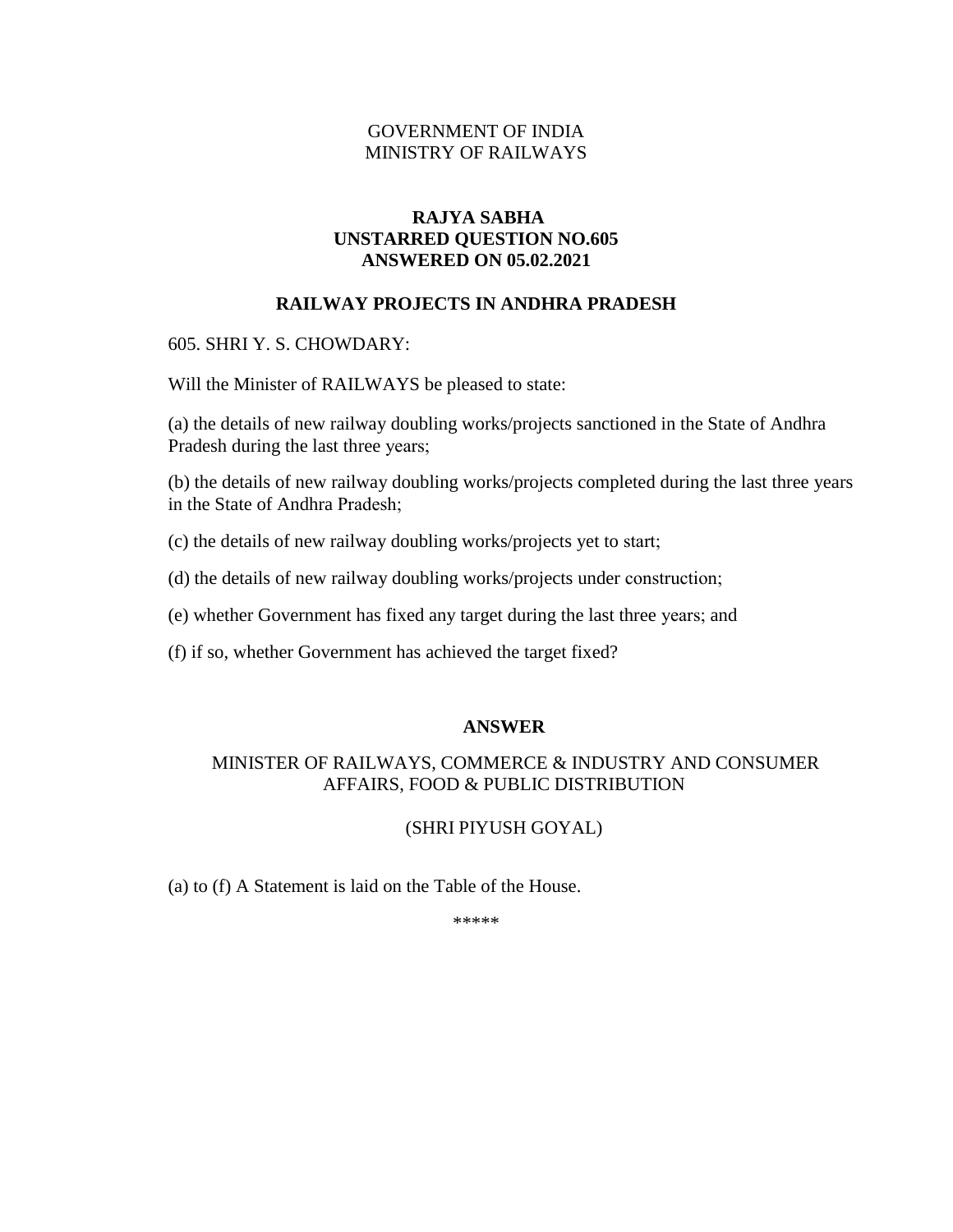GOVERNMENT OF INDIA
MINISTRY OF RAILWAYS

**RAJYA SABHA**
**UNSTARRED QUESTION NO.605**
**ANSWERED ON 05.02.2021**

## RAILWAY PROJECTS IN ANDHRA PRADESH

605. SHRI Y. S. CHOWDARY:

Will the Minister of RAILWAYS be pleased to state:

(a) the details of new railway doubling works/projects sanctioned in the State of Andhra Pradesh during the last three years;

(b) the details of new railway doubling works/projects completed during the last three years in the State of Andhra Pradesh;

(c) the details of new railway doubling works/projects yet to start;

(d) the details of new railway doubling works/projects under construction;

(e) whether Government has fixed any target during the last three years; and

(f) if so, whether Government has achieved the target fixed?

**ANSWER**

MINISTER OF RAILWAYS, COMMERCE & INDUSTRY AND CONSUMER AFFAIRS, FOOD & PUBLIC DISTRIBUTION

(SHRI PIYUSH GOYAL)

(a) to (f) A Statement is laid on the Table of the House.

*****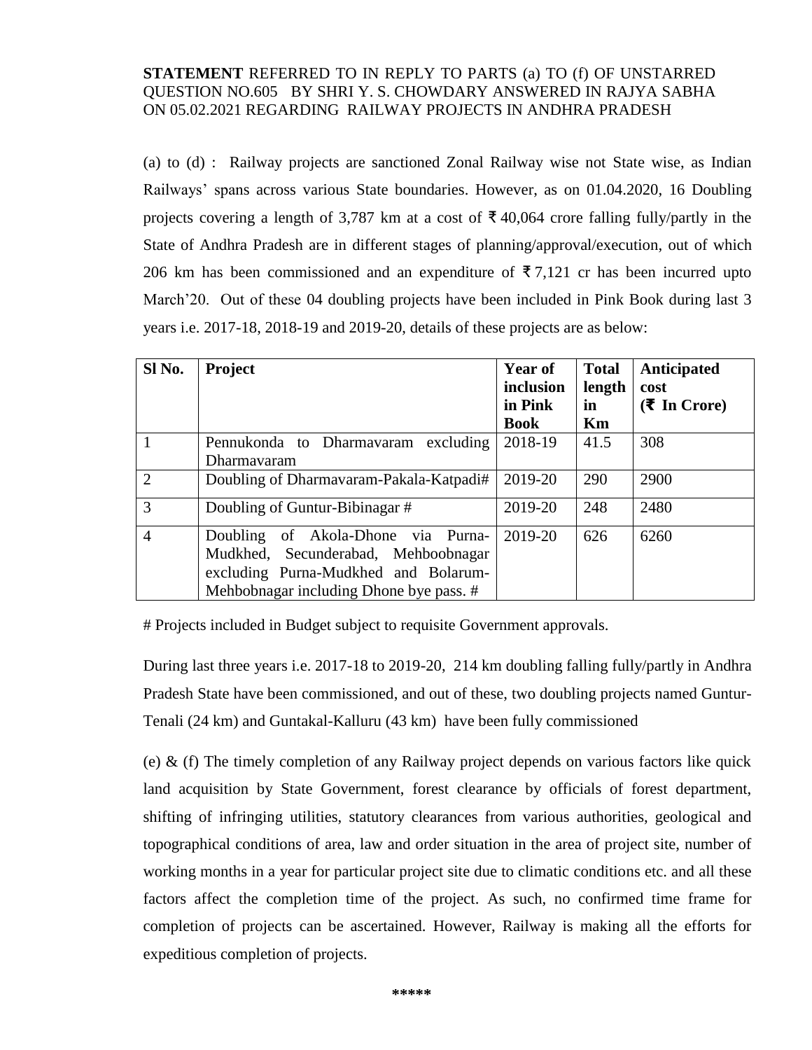**STATEMENT** REFERRED TO IN REPLY TO PARTS (a) TO (f) OF UNSTARRED QUESTION NO.605 BY SHRI Y. S. CHOWDARY ANSWERED IN RAJYA SABHA ON 05.02.2021 REGARDING RAILWAY PROJECTS IN ANDHRA PRADESH

(a) to (d) : Railway projects are sanctioned Zonal Railway wise not State wise, as Indian Railways' spans across various State boundaries. However, as on 01.04.2020, 16 Doubling projects covering a length of 3,787 km at a cost of ₹ 40,064 crore falling fully/partly in the State of Andhra Pradesh are in different stages of planning/approval/execution, out of which 206 km has been commissioned and an expenditure of ₹ 7,121 cr has been incurred upto March'20. Out of these 04 doubling projects have been included in Pink Book during last 3 years i.e. 2017-18, 2018-19 and 2019-20, details of these projects are as below:

| Sl No. | Project | Year of inclusion in Pink Book | Total length in Km | Anticipated cost (₹ In Crore) |
|---|---|---|---|---|
| 1 | Pennukonda to Dharmavaram excluding Dharmavaram | 2018-19 | 41.5 | 308 |
| 2 | Doubling of Dharmavaram-Pakala-Katpadi# | 2019-20 | 290 | 2900 |
| 3 | Doubling of Guntur-Bibinagar # | 2019-20 | 248 | 2480 |
| 4 | Doubling of Akola-Dhone via Purna-Mudkhed, Secunderabad, Mehboobnagar excluding Purna-Mudkhed and Bolarum-Mehbobnagar including Dhone bye pass. # | 2019-20 | 626 | 6260 |

# Projects included in Budget subject to requisite Government approvals.

During last three years i.e. 2017-18 to 2019-20, 214 km doubling falling fully/partly in Andhra Pradesh State have been commissioned, and out of these, two doubling projects named Guntur-Tenali (24 km) and Guntakal-Kalluru (43 km) have been fully commissioned

(e) & (f) The timely completion of any Railway project depends on various factors like quick land acquisition by State Government, forest clearance by officials of forest department, shifting of infringing utilities, statutory clearances from various authorities, geological and topographical conditions of area, law and order situation in the area of project site, number of working months in a year for particular project site due to climatic conditions etc. and all these factors affect the completion time of the project. As such, no confirmed time frame for completion of projects can be ascertained. However, Railway is making all the efforts for expeditious completion of projects.

\*\*\*\*\*